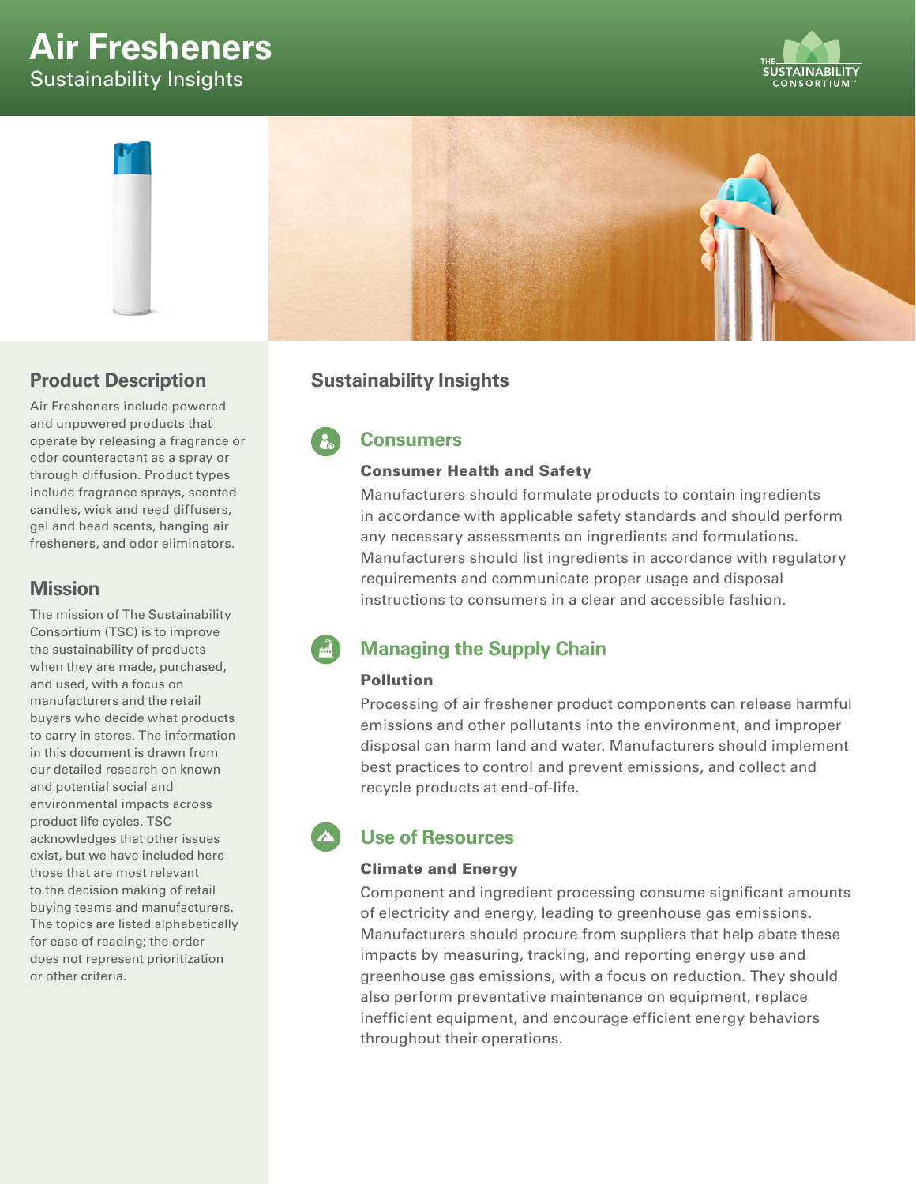# Air Fresheners

Sustainability Insights

THE SUSTAINABILITY CONSORTIUM™

## Product Description

Air Fresheners include powered and unpowered products that operate by releasing a fragrance or odor counteractant as a spray or through diffusion. Product types include fragrance sprays, scented candles, wick and reed diffusers, gel and bead scents, hanging air fresheners, and odor eliminators.

## Mission

The mission of The Sustainability Consortium (TSC) is to improve the sustainability of products when they are made, purchased, and used, with a focus on manufacturers and the retail buyers who decide what products to carry in stores. The information in this document is drawn from our detailed research on known and potential social and environmental impacts across product life cycles. TSC acknowledges that other issues exist, but we have included here those that are most relevant to the decision making of retail buying teams and manufacturers. The topics are listed alphabetically for ease of reading; the order does not represent prioritization or other criteria.

## Sustainability Insights

### Consumers

#### Consumer Health and Safety

Manufacturers should formulate products to contain ingredients in accordance with applicable safety standards and should perform any necessary assessments on ingredients and formulations. Manufacturers should list ingredients in accordance with regulatory requirements and communicate proper usage and disposal instructions to consumers in a clear and accessible fashion.

### Managing the Supply Chain

#### Pollution

Processing of air freshener product components can release harmful emissions and other pollutants into the environment, and improper disposal can harm land and water. Manufacturers should implement best practices to control and prevent emissions, and collect and recycle products at end-of-life.

### Use of Resources

#### Climate and Energy

Component and ingredient processing consume significant amounts of electricity and energy, leading to greenhouse gas emissions. Manufacturers should procure from suppliers that help abate these impacts by measuring, tracking, and reporting energy use and greenhouse gas emissions, with a focus on reduction. They should also perform preventative maintenance on equipment, replace inefficient equipment, and encourage efficient energy behaviors throughout their operations.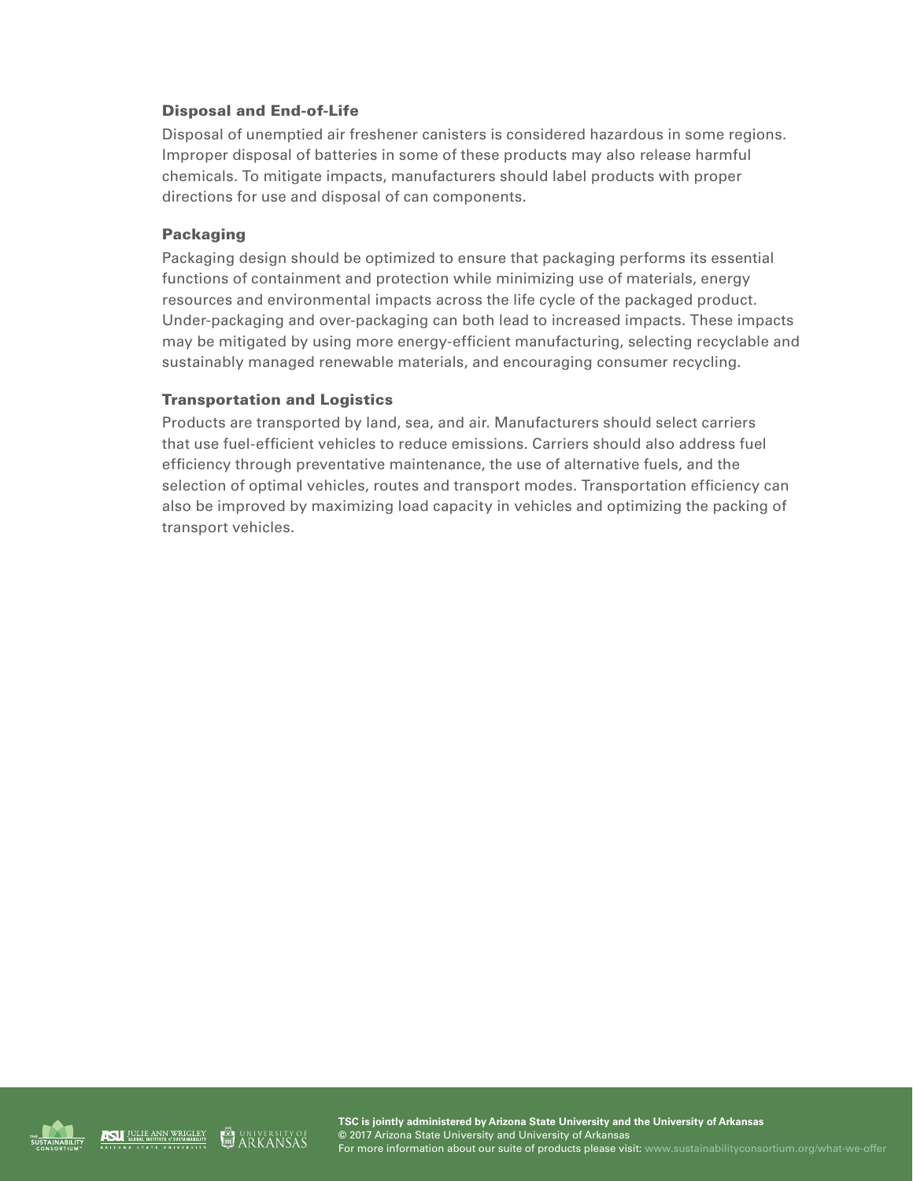### Disposal and End-of-Life

Disposal of unemptied air freshener canisters is considered hazardous in some regions. Improper disposal of batteries in some of these products may also release harmful chemicals. To mitigate impacts, manufacturers should label products with proper directions for use and disposal of can components.

### Packaging

Packaging design should be optimized to ensure that packaging performs its essential functions of containment and protection while minimizing use of materials, energy resources and environmental impacts across the life cycle of the packaged product. Under-packaging and over-packaging can both lead to increased impacts. These impacts may be mitigated by using more energy-efficient manufacturing, selecting recyclable and sustainably managed renewable materials, and encouraging consumer recycling.

### Transportation and Logistics

Products are transported by land, sea, and air. Manufacturers should select carriers that use fuel-efficient vehicles to reduce emissions. Carriers should also address fuel efficiency through preventative maintenance, the use of alternative fuels, and the selection of optimal vehicles, routes and transport modes. Transportation efficiency can also be improved by maximizing load capacity in vehicles and optimizing the packing of transport vehicles.

**TSC is jointly administered by Arizona State University and the University of Arkansas**
© 2017 Arizona State University and University of Arkansas
For more information about our suite of products please visit: www.sustainabilityconsortium.org/what-we-offer